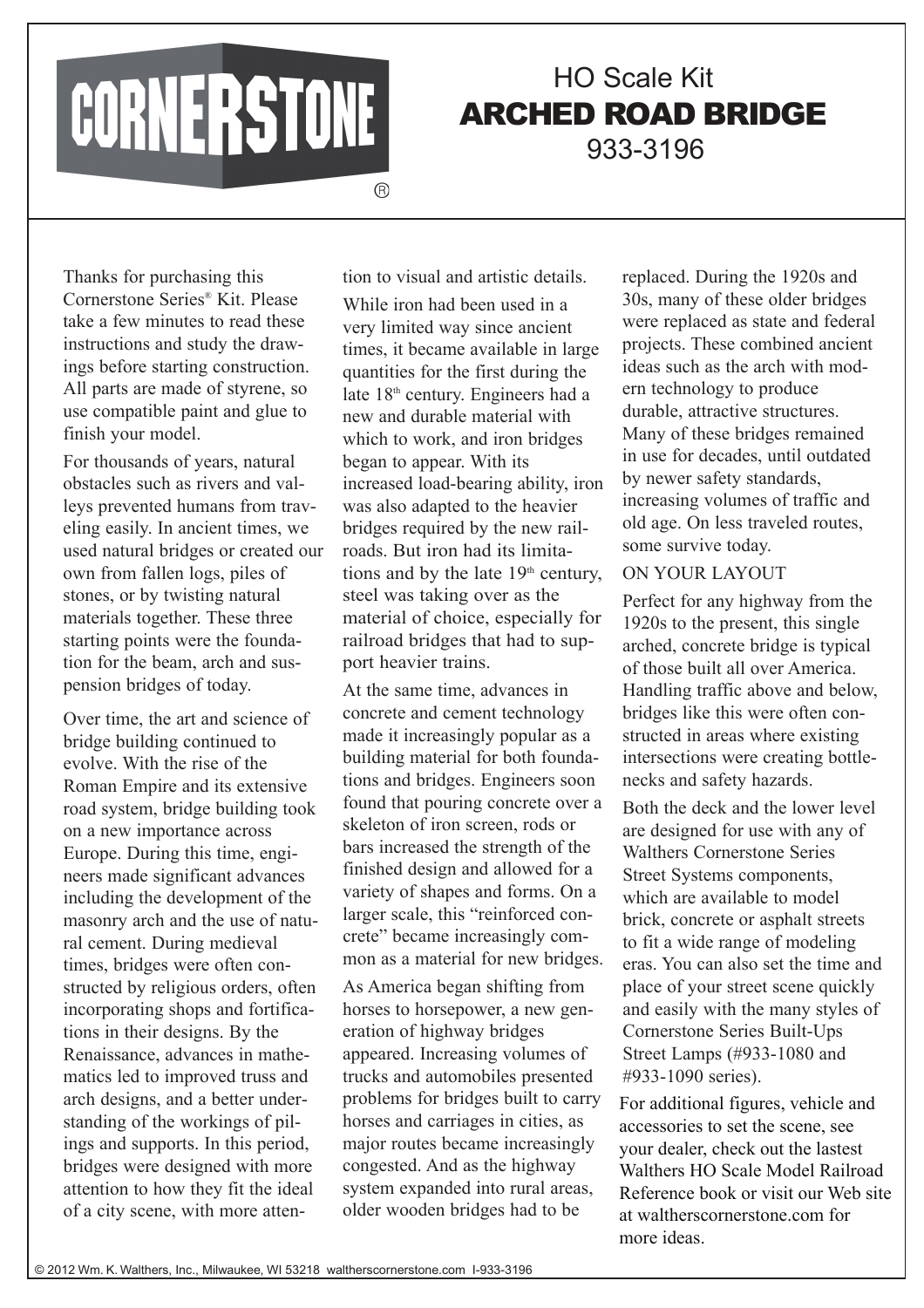CORNERSTONE®

# HO Scale Kit
# ARCHED ROAD BRIDGE
## 933-3196

Thanks for purchasing this Cornerstone Series® Kit. Please take a few minutes to read these instructions and study the drawings before starting construction. All parts are made of styrene, so use compatible paint and glue to finish your model.

For thousands of years, natural obstacles such as rivers and valleys prevented humans from traveling easily. In ancient times, we used natural bridges or created our own from fallen logs, piles of stones, or by twisting natural materials together. These three starting points were the foundation for the beam, arch and suspension bridges of today.

Over time, the art and science of bridge building continued to evolve. With the rise of the Roman Empire and its extensive road system, bridge building took on a new importance across Europe. During this time, engineers made significant advances including the development of the masonry arch and the use of natural cement. During medieval times, bridges were often constructed by religious orders, often incorporating shops and fortifications in their designs. By the Renaissance, advances in mathematics led to improved truss and arch designs, and a better understanding of the workings of pilings and supports. In this period, bridges were designed with more attention to how they fit the ideal of a city scene, with more attention to visual and artistic details.

While iron had been used in a very limited way since ancient times, it became available in large quantities for the first during the late 18th century. Engineers had a new and durable material with which to work, and iron bridges began to appear. With its increased load-bearing ability, iron was also adapted to the heavier bridges required by the new railroads. But iron had its limitations and by the late 19th century, steel was taking over as the material of choice, especially for railroad bridges that had to support heavier trains.

At the same time, advances in concrete and cement technology made it increasingly popular as a building material for both foundations and bridges. Engineers soon found that pouring concrete over a skeleton of iron screen, rods or bars increased the strength of the finished design and allowed for a variety of shapes and forms. On a larger scale, this "reinforced concrete" became increasingly common as a material for new bridges.

As America began shifting from horses to horsepower, a new generation of highway bridges appeared. Increasing volumes of trucks and automobiles presented problems for bridges built to carry horses and carriages in cities, as major routes became increasingly congested. And as the highway system expanded into rural areas, older wooden bridges had to be replaced. During the 1920s and 30s, many of these older bridges were replaced as state and federal projects. These combined ancient ideas such as the arch with modern technology to produce durable, attractive structures. Many of these bridges remained in use for decades, until outdated by newer safety standards, increasing volumes of traffic and old age. On less traveled routes, some survive today.

## ON YOUR LAYOUT

Perfect for any highway from the 1920s to the present, this single arched, concrete bridge is typical of those built all over America. Handling traffic above and below, bridges like this were often constructed in areas where existing intersections were creating bottlenecks and safety hazards.

Both the deck and the lower level are designed for use with any of Walthers Cornerstone Series Street Systems components, which are available to model brick, concrete or asphalt streets to fit a wide range of modeling eras. You can also set the time and place of your street scene quickly and easily with the many styles of Cornerstone Series Built-Ups Street Lamps (#933-1080 and #933-1090 series).

For additional figures, vehicle and accessories to set the scene, see your dealer, check out the lastest Walthers HO Scale Model Railroad Reference book or visit our Web site at waltherscornerstone.com for more ideas.

© 2012 Wm. K. Walthers, Inc., Milwaukee, WI 53218 waltherscornerstone.com I-933-3196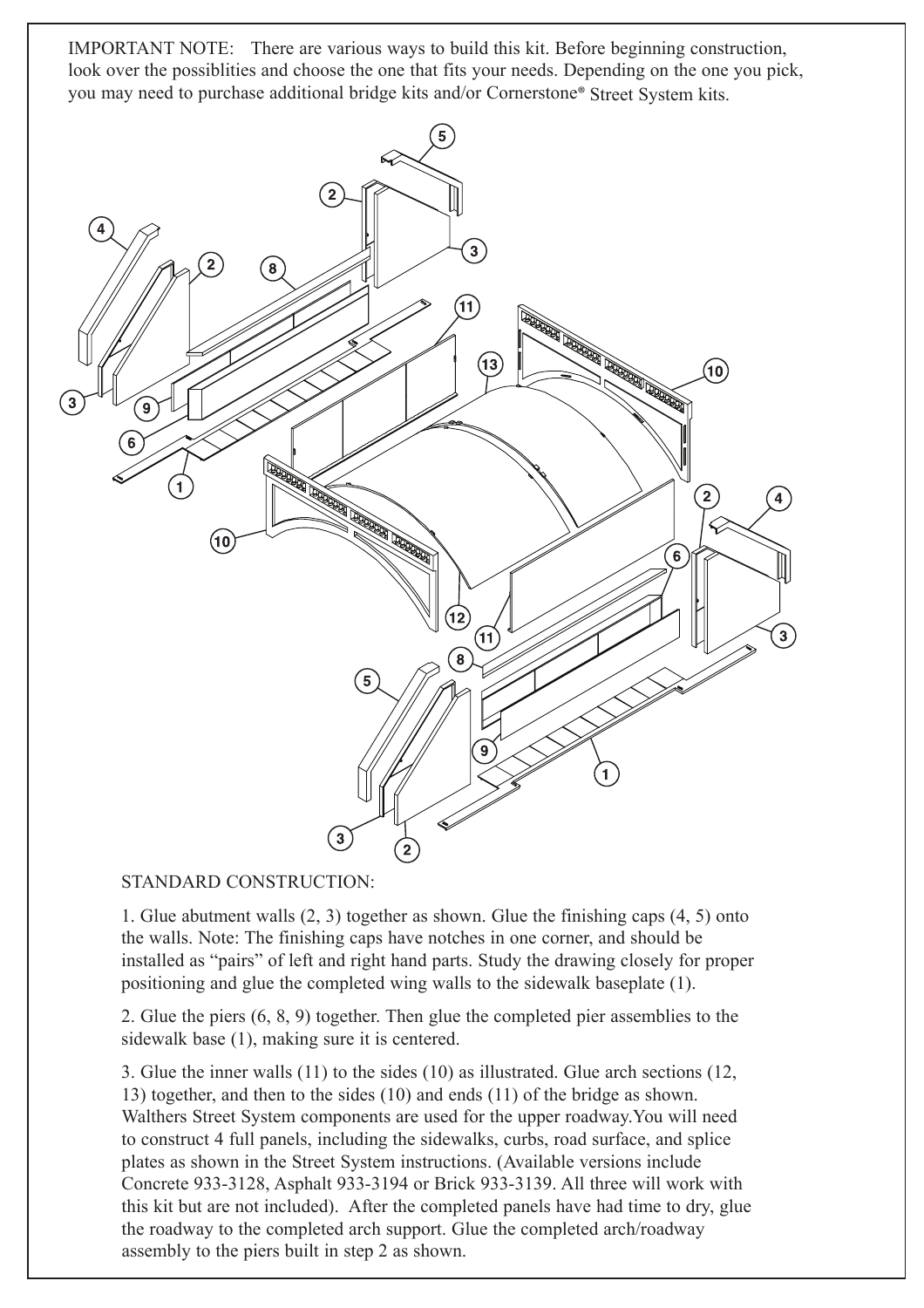IMPORTANT NOTE: There are various ways to build this kit. Before beginning construction, look over the possiblities and choose the one that fits your needs. Depending on the one you pick, you may need to purchase additional bridge kits and/or Cornerstone® Street System kits.

STANDARD CONSTRUCTION:

1. Glue abutment walls (2, 3) together as shown. Glue the finishing caps (4, 5) onto the walls. Note: The finishing caps have notches in one corner, and should be installed as "pairs" of left and right hand parts. Study the drawing closely for proper positioning and glue the completed wing walls to the sidewalk baseplate (1).

2. Glue the piers (6, 8, 9) together. Then glue the completed pier assemblies to the sidewalk base (1), making sure it is centered.

3. Glue the inner walls (11) to the sides (10) as illustrated. Glue arch sections (12, 13) together, and then to the sides (10) and ends (11) of the bridge as shown. Walthers Street System components are used for the upper roadway.You will need to construct 4 full panels, including the sidewalks, curbs, road surface, and splice plates as shown in the Street System instructions. (Available versions include Concrete 933-3128, Asphalt 933-3194 or Brick 933-3139. All three will work with this kit but are not included). After the completed panels have had time to dry, glue the roadway to the completed arch support. Glue the completed arch/roadway assembly to the piers built in step 2 as shown.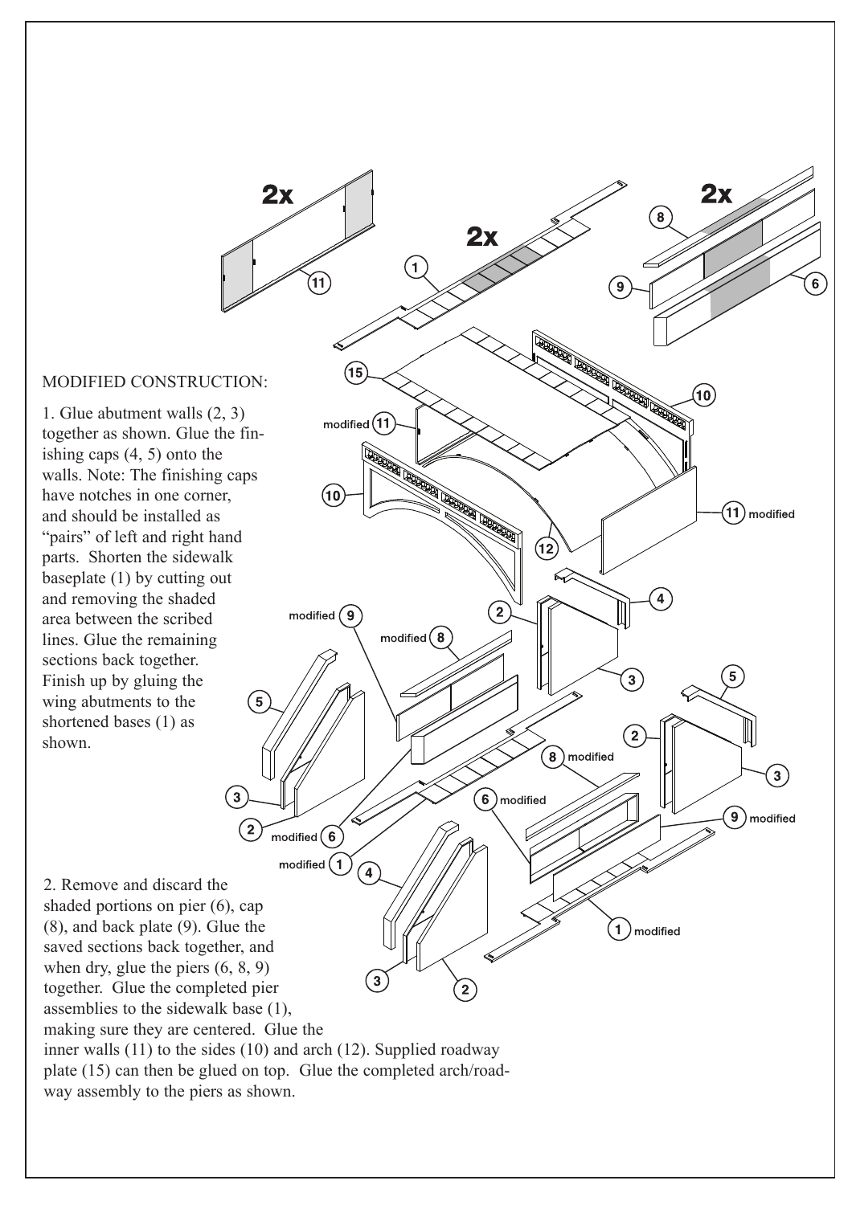MODIFIED CONSTRUCTION:

1. Glue abutment walls (2, 3) together as shown. Glue the finishing caps (4, 5) onto the walls. Note: The finishing caps have notches in one corner, and should be installed as "pairs" of left and right hand parts. Shorten the sidewalk baseplate (1) by cutting out and removing the shaded area between the scribed lines. Glue the remaining sections back together. Finish up by gluing the wing abutments to the shortened bases (1) as shown.

2. Remove and discard the shaded portions on pier (6), cap (8), and back plate (9). Glue the saved sections back together, and when dry, glue the piers (6, 8, 9) together. Glue the completed pier assemblies to the sidewalk base (1), making sure they are centered. Glue the inner walls (11) to the sides (10) and arch (12). Supplied roadway plate (15) can then be glued on top. Glue the completed arch/roadway assembly to the piers as shown.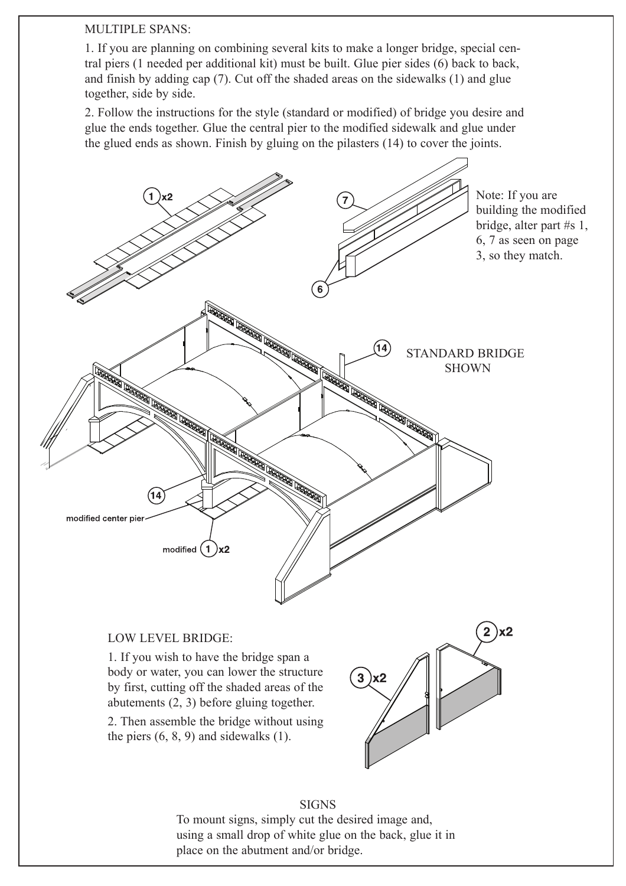MULTIPLE SPANS:

1. If you are planning on combining several kits to make a longer bridge, special central piers (1 needed per additional kit) must be built. Glue pier sides (6) back to back, and finish by adding cap (7). Cut off the shaded areas on the sidewalks (1) and glue together, side by side.

2. Follow the instructions for the style (standard or modified) of bridge you desire and glue the ends together. Glue the central pier to the modified sidewalk and glue under the glued ends as shown. Finish by gluing on the pilasters (14) to cover the joints.

1 x2

7

6

Note: If you are building the modified bridge, alter part #s 1, 6, 7 as seen on page 3, so they match.

14

STANDARD BRIDGE SHOWN

14

modified center pier

modified 1 x2

LOW LEVEL BRIDGE:

1. If you wish to have the bridge span a body or water, you can lower the structure by first, cutting off the shaded areas of the abutements (2, 3) before gluing together.

2. Then assemble the bridge without using the piers (6, 8, 9) and sidewalks (1).

3 x2

2 x2

SIGNS

To mount signs, simply cut the desired image and, using a small drop of white glue on the back, glue it in place on the abutment and/or bridge.